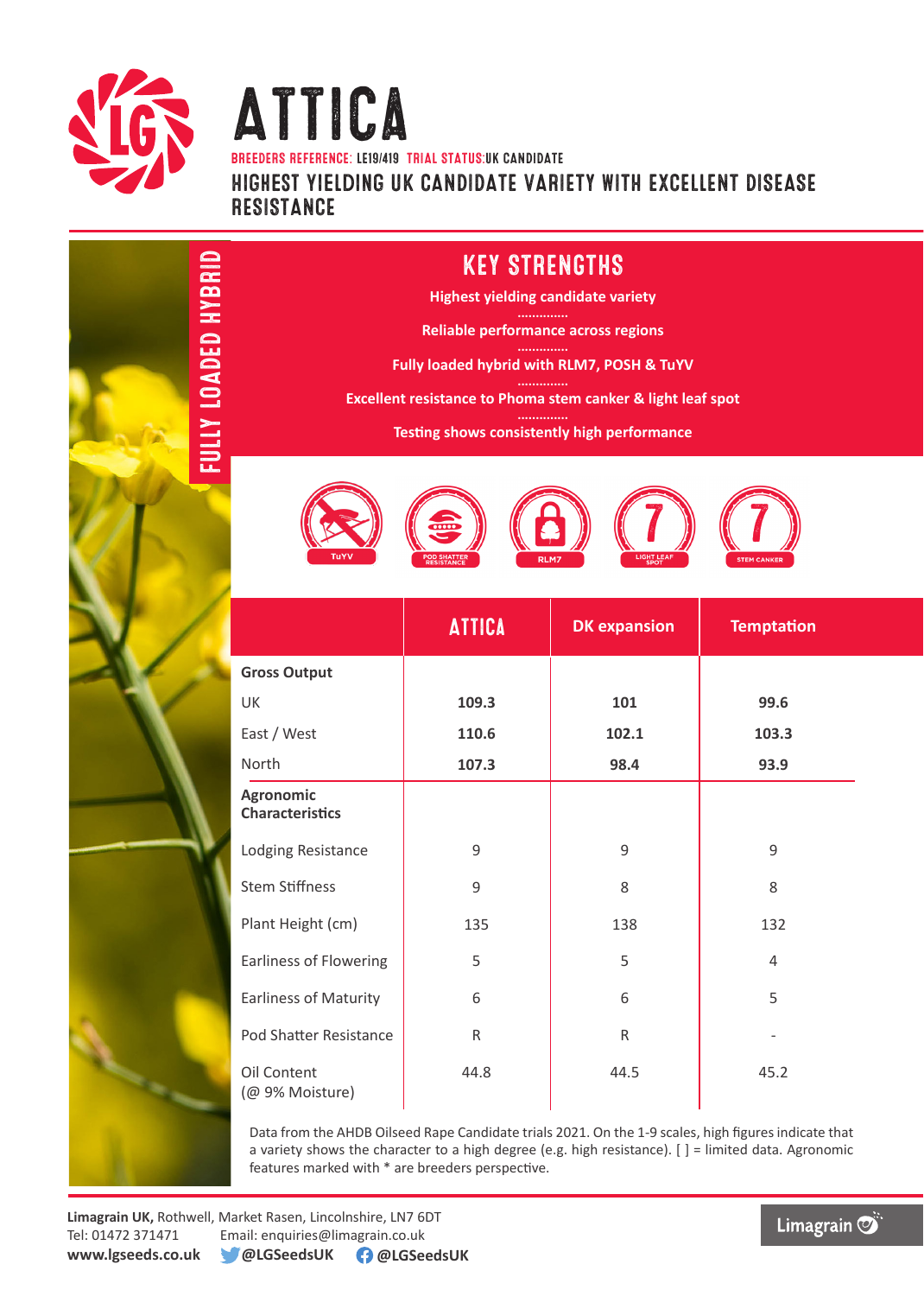# ATTICA

BREEDERS REFERENCE: LE19/419 TRIAL STATUS: UK CANDIDATE

## HIGHEST YIELDING UK CANDIDATE VARIETY WITH EXCELLENT DISEASE RESISTANCE

FULLY LOADED HYBRID

## KEY STRENGTHS

**Highest yielding candidate variety**

**Reliable performance across regions**

**Fully loaded hybrid with RLM7, POSH & TuYV**

**Excellent resistance to Phoma stem canker & light leaf spot**

**Testing shows consistently high performance**

TuYV | POD SHATTER RESISTANCE | RLM7 | 7 LIGHT LEAF SPOT | 7 STEM CANKER

| | ATTICA | DK expansion | Temptation |
|---|---|---|---|
| **Gross Output** | | | |
| UK | **109.3** | **101** | **99.6** |
| East / West | **110.6** | **102.1** | **103.3** |
| North | **107.3** | **98.4** | **93.9** |
| **Agronomic Characteristics** | | | |
| Lodging Resistance | 9 | 9 | 9 |
| Stem Stiffness | 9 | 8 | 8 |
| Plant Height (cm) | 135 | 138 | 132 |
| Earliness of Flowering | 5 | 5 | 4 |
| Earliness of Maturity | 6 | 6 | 5 |
| Pod Shatter Resistance | R | R | - |
| Oil Content (@ 9% Moisture) | 44.8 | 44.5 | 45.2 |

Data from the AHDB Oilseed Rape Candidate trials 2021. On the 1-9 scales, high figures indicate that a variety shows the character to a high degree (e.g. high resistance). [ ] = limited data. Agronomic features marked with * are breeders perspective.

**Limagrain UK,** Rothwell, Market Rasen, Lincolnshire, LN7 6DT
Tel: 01472 371471 Email: enquiries@limagrain.co.uk
**www.lgseeds.co.uk** **@LGSeedsUK** **@LGSeedsUK**

Limagrain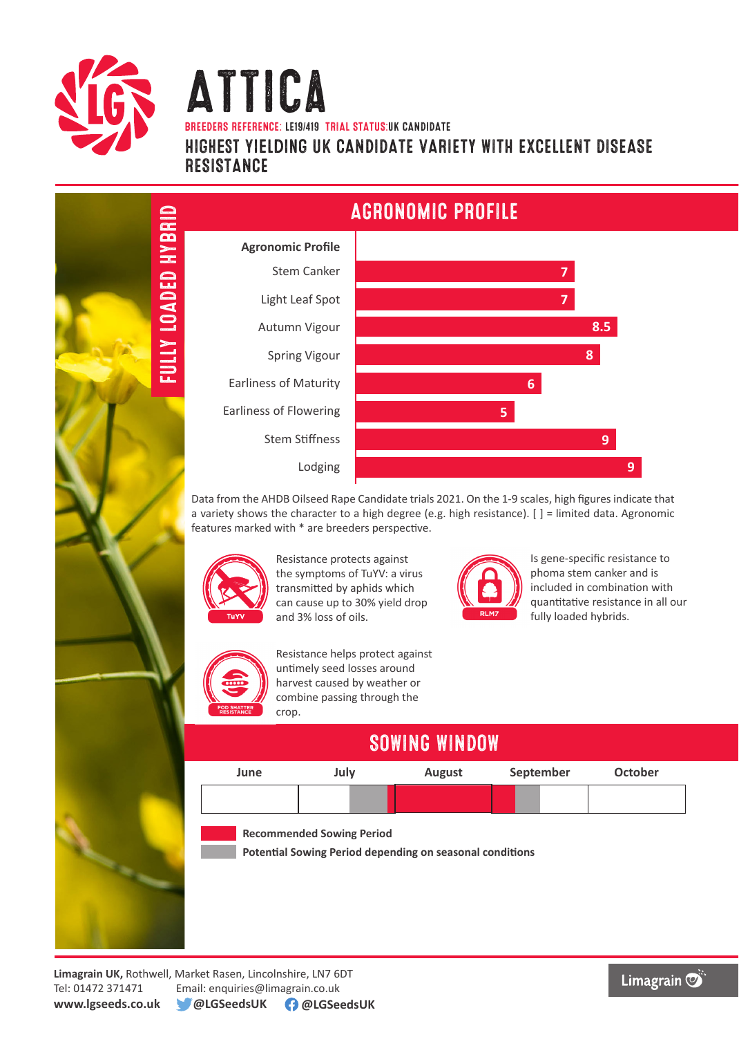# ATTICA

BREEDERS REFERENCE: LE19/419 TRIAL STATUS: UK CANDIDATE

## HIGHEST YIELDING UK CANDIDATE VARIETY WITH EXCELLENT DISEASE RESISTANCE

FULLY LOADED HYBRID

## AGRONOMIC PROFILE

Agronomic Profile

Stem Canker 7

Light Leaf Spot 7

Autumn Vigour 8.5

Spring Vigour 8

Earliness of Maturity 6

Earliness of Flowering 5

Stem Stiffness 9

Lodging 9

Data from the AHDB Oilseed Rape Candidate trials 2021. On the 1-9 scales, high figures indicate that a variety shows the character to a high degree (e.g. high resistance). [ ] = limited data. Agronomic features marked with * are breeders perspective.

TuYV: Resistance protects against the symptoms of TuYV: a virus transmitted by aphids which can cause up to 30% yield drop and 3% loss of oils.

RLM7: Is gene-specific resistance to phoma stem canker and is included in combination with quantitative resistance in all our fully loaded hybrids.

POD SHATTER RESISTANCE: Resistance helps protect against untimely seed losses around harvest caused by weather or combine passing through the crop.

## SOWING WINDOW

June

July

August

September

October

Recommended Sowing Period

Potential Sowing Period depending on seasonal conditions

**Limagrain UK,** Rothwell, Market Rasen, Lincolnshire, LN7 6DT
Tel: 01472 371471 Email: enquiries@limagrain.co.uk
**www.lgseeds.co.uk** **@LGSeedsUK** **@LGSeedsUK**